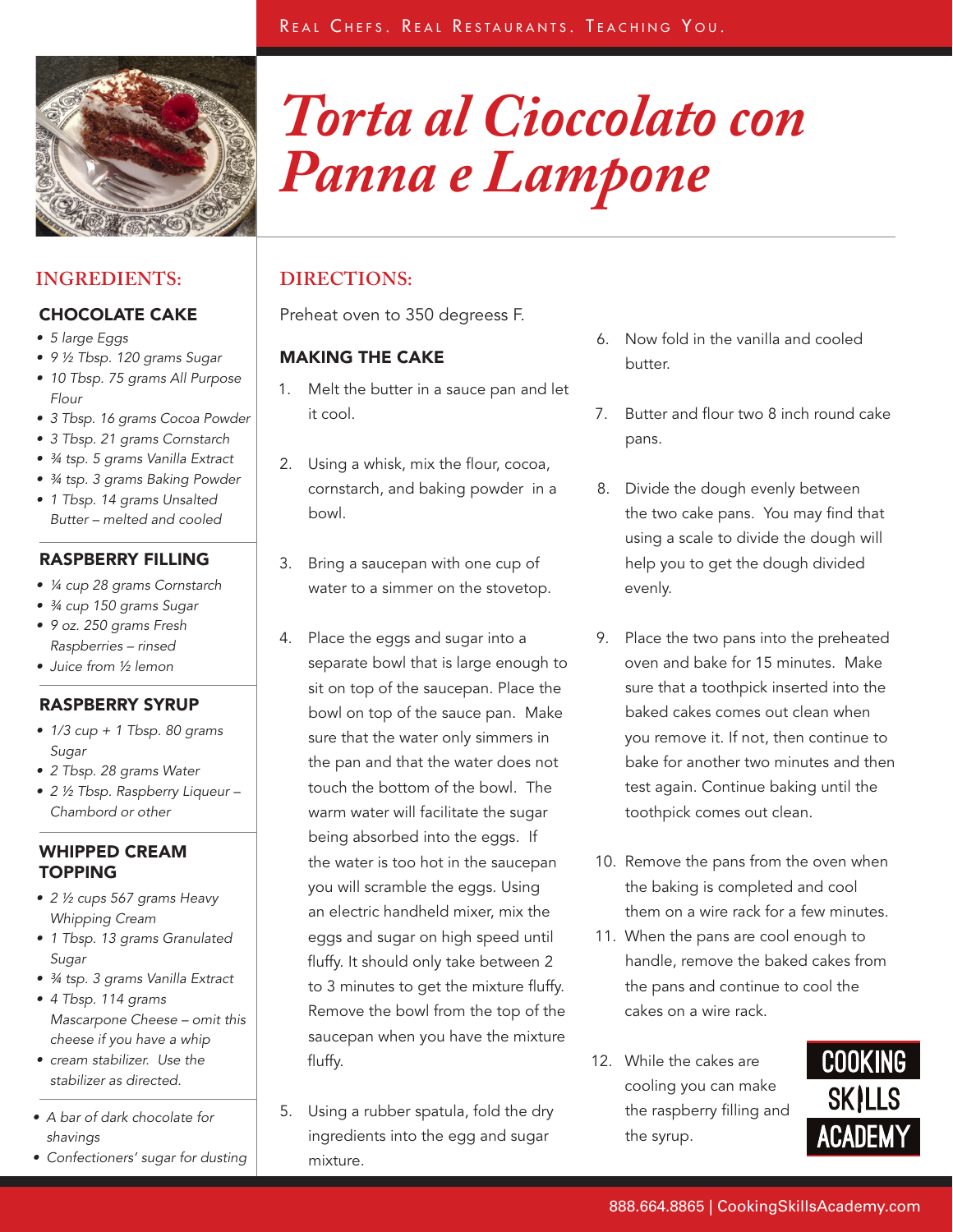Real Chefs. Real Restaurants. Teaching You.

# Torta al Cioccolato con Panna e Lampone

## INGREDIENTS:

### CHOCOLATE CAKE

- *5 large Eggs*
- *9 ½ Tbsp. 120 grams Sugar*
- *10 Tbsp. 75 grams All Purpose Flour*
- *3 Tbsp. 16 grams Cocoa Powder*
- *3 Tbsp. 21 grams Cornstarch*
- *¾ tsp. 5 grams Vanilla Extract*
- *¾ tsp. 3 grams Baking Powder*
- *1 Tbsp. 14 grams Unsalted Butter – melted and cooled*

### RASPBERRY FILLING

- *¼ cup 28 grams Cornstarch*
- *¾ cup 150 grams Sugar*
- *9 oz. 250 grams Fresh Raspberries – rinsed*
- *Juice from ½ lemon*

### RASPBERRY SYRUP

- *1/3 cup + 1 Tbsp. 80 grams Sugar*
- *2 Tbsp. 28 grams Water*
- *2 ½ Tbsp. Raspberry Liqueur – Chambord or other*

### WHIPPED CREAM TOPPING

- *2 ½ cups 567 grams Heavy Whipping Cream*
- *1 Tbsp. 13 grams Granulated Sugar*
- *¾ tsp. 3 grams Vanilla Extract*
- *4 Tbsp. 114 grams Mascarpone Cheese – omit this cheese if you have a whip*
- *cream stabilizer. Use the stabilizer as directed.*

---

- *A bar of dark chocolate for shavings*
- *Confectioners' sugar for dusting*

## DIRECTIONS:

Preheat oven to 350 degreess F.

### MAKING THE CAKE

1. Melt the butter in a sauce pan and let it cool.
2. Using a whisk, mix the flour, cocoa, cornstarch, and baking powder in a bowl.
3. Bring a saucepan with one cup of water to a simmer on the stovetop.
4. Place the eggs and sugar into a separate bowl that is large enough to sit on top of the saucepan. Place the bowl on top of the sauce pan. Make sure that the water only simmers in the pan and that the water does not touch the bottom of the bowl. The warm water will facilitate the sugar being absorbed into the eggs. If the water is too hot in the saucepan you will scramble the eggs. Using an electric handheld mixer, mix the eggs and sugar on high speed until fluffy. It should only take between 2 to 3 minutes to get the mixture fluffy. Remove the bowl from the top of the saucepan when you have the mixture fluffy.
5. Using a rubber spatula, fold the dry ingredients into the egg and sugar mixture.
6. Now fold in the vanilla and cooled butter.
7. Butter and flour two 8 inch round cake pans.
8. Divide the dough evenly between the two cake pans. You may find that using a scale to divide the dough will help you to get the dough divided evenly.
9. Place the two pans into the preheated oven and bake for 15 minutes. Make sure that a toothpick inserted into the baked cakes comes out clean when you remove it. If not, then continue to bake for another two minutes and then test again. Continue baking until the toothpick comes out clean.
10. Remove the pans from the oven when the baking is completed and cool them on a wire rack for a few minutes.
11. When the pans are cool enough to handle, remove the baked cakes from the pans and continue to cool the cakes on a wire rack.
12. While the cakes are cooling you can make the raspberry filling and the syrup.

COOKING SKILLS ACADEMY

888.664.8865 | CookingSkillsAcademy.com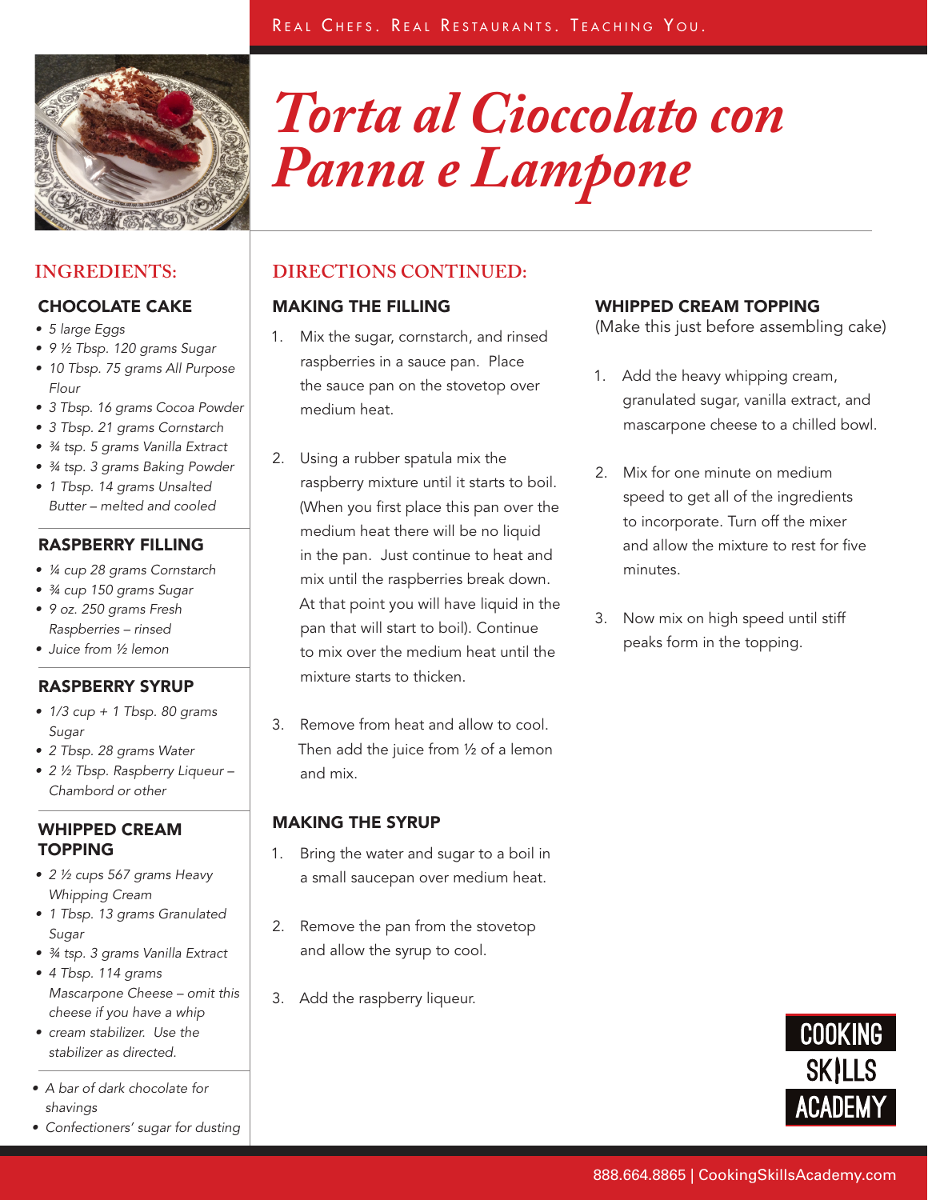Real Chefs. Real Restaurants. Teaching You.

# *Torta al Cioccolato con Panna e Lampone*

## INGREDIENTS:

### CHOCOLATE CAKE

- *5 large Eggs*
- *9 ½ Tbsp. 120 grams Sugar*
- *10 Tbsp. 75 grams All Purpose Flour*
- *3 Tbsp. 16 grams Cocoa Powder*
- *3 Tbsp. 21 grams Cornstarch*
- *¾ tsp. 5 grams Vanilla Extract*
- *¾ tsp. 3 grams Baking Powder*
- *1 Tbsp. 14 grams Unsalted Butter – melted and cooled*

### RASPBERRY FILLING

- *¼ cup 28 grams Cornstarch*
- *¾ cup 150 grams Sugar*
- *9 oz. 250 grams Fresh Raspberries – rinsed*
- *Juice from ½ lemon*

### RASPBERRY SYRUP

- *1/3 cup + 1 Tbsp. 80 grams Sugar*
- *2 Tbsp. 28 grams Water*
- *2 ½ Tbsp. Raspberry Liqueur – Chambord or other*

### WHIPPED CREAM TOPPING

- *2 ½ cups 567 grams Heavy Whipping Cream*
- *1 Tbsp. 13 grams Granulated Sugar*
- *¾ tsp. 3 grams Vanilla Extract*
- *4 Tbsp. 114 grams Mascarpone Cheese – omit this cheese if you have a whip*
- *cream stabilizer. Use the stabilizer as directed.*

- *A bar of dark chocolate for shavings*
- *Confectioners' sugar for dusting*

## DIRECTIONS CONTINUED:

### MAKING THE FILLING

1. Mix the sugar, cornstarch, and rinsed raspberries in a sauce pan. Place the sauce pan on the stovetop over medium heat.
2. Using a rubber spatula mix the raspberry mixture until it starts to boil. (When you first place this pan over the medium heat there will be no liquid in the pan. Just continue to heat and mix until the raspberries break down. At that point you will have liquid in the pan that will start to boil). Continue to mix over the medium heat until the mixture starts to thicken.
3. Remove from heat and allow to cool. Then add the juice from ½ of a lemon and mix.

### MAKING THE SYRUP

1. Bring the water and sugar to a boil in a small saucepan over medium heat.
2. Remove the pan from the stovetop and allow the syrup to cool.
3. Add the raspberry liqueur.

### WHIPPED CREAM TOPPING

(Make this just before assembling cake)

1. Add the heavy whipping cream, granulated sugar, vanilla extract, and mascarpone cheese to a chilled bowl.
2. Mix for one minute on medium speed to get all of the ingredients to incorporate. Turn off the mixer and allow the mixture to rest for five minutes.
3. Now mix on high speed until stiff peaks form in the topping.

COOKING SKILLS ACADEMY

888.664.8865 | CookingSkillsAcademy.com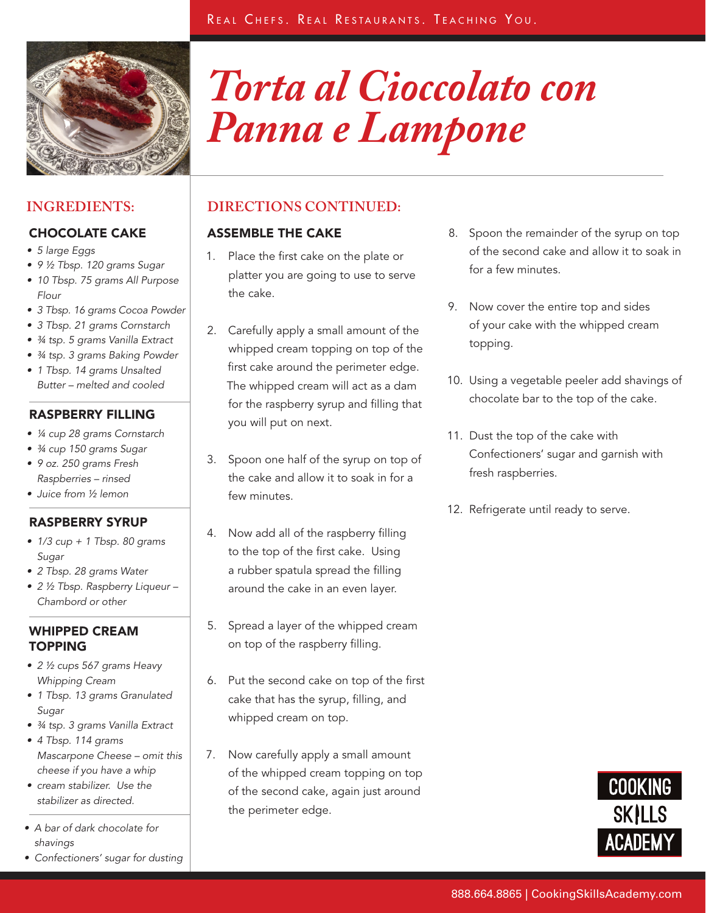# Torta al Cioccolato con Panna e Lampone

## INGREDIENTS:

### CHOCOLATE CAKE

- *5 large Eggs*
- *9 ½ Tbsp. 120 grams Sugar*
- *10 Tbsp. 75 grams All Purpose Flour*
- *3 Tbsp. 16 grams Cocoa Powder*
- *3 Tbsp. 21 grams Cornstarch*
- *¾ tsp. 5 grams Vanilla Extract*
- *¾ tsp. 3 grams Baking Powder*
- *1 Tbsp. 14 grams Unsalted Butter – melted and cooled*

### RASPBERRY FILLING

- *¼ cup 28 grams Cornstarch*
- *¾ cup 150 grams Sugar*
- *9 oz. 250 grams Fresh Raspberries – rinsed*
- *Juice from ½ lemon*

### RASPBERRY SYRUP

- *1/3 cup + 1 Tbsp. 80 grams Sugar*
- *2 Tbsp. 28 grams Water*
- *2 ½ Tbsp. Raspberry Liqueur – Chambord or other*

### WHIPPED CREAM TOPPING

- *2 ½ cups 567 grams Heavy Whipping Cream*
- *1 Tbsp. 13 grams Granulated Sugar*
- *¾ tsp. 3 grams Vanilla Extract*
- *4 Tbsp. 114 grams Mascarpone Cheese – omit this cheese if you have a whip*
- *cream stabilizer. Use the stabilizer as directed.*

---

- *A bar of dark chocolate for shavings*
- *Confectioners' sugar for dusting*

## DIRECTIONS CONTINUED:

### ASSEMBLE THE CAKE

1. Place the first cake on the plate or platter you are going to use to serve the cake.
2. Carefully apply a small amount of the whipped cream topping on top of the first cake around the perimeter edge. The whipped cream will act as a dam for the raspberry syrup and filling that you will put on next.
3. Spoon one half of the syrup on top of the cake and allow it to soak in for a few minutes.
4. Now add all of the raspberry filling to the top of the first cake. Using a rubber spatula spread the filling around the cake in an even layer.
5. Spread a layer of the whipped cream on top of the raspberry filling.
6. Put the second cake on top of the first cake that has the syrup, filling, and whipped cream on top.
7. Now carefully apply a small amount of the whipped cream topping on top of the second cake, again just around the perimeter edge.
8. Spoon the remainder of the syrup on top of the second cake and allow it to soak in for a few minutes.
9. Now cover the entire top and sides of your cake with the whipped cream topping.
10. Using a vegetable peeler add shavings of chocolate bar to the top of the cake.
11. Dust the top of the cake with Confectioners' sugar and garnish with fresh raspberries.
12. Refrigerate until ready to serve.